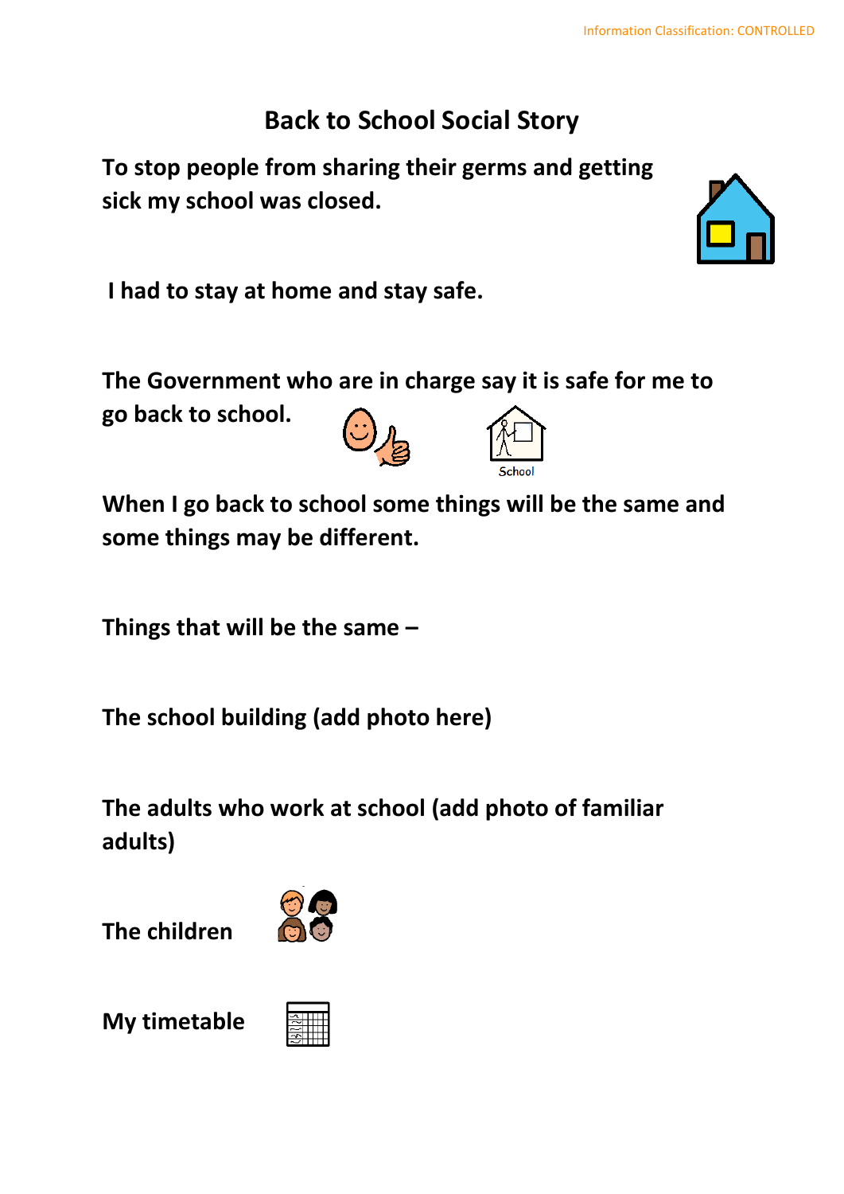# Back to School Social Story

**To stop people from sharing their germs and getting sick my school was closed.**

**I had to stay at home and stay safe.**

**The Government who are in charge say it is safe for me to go back to school.**

School

**When I go back to school some things will be the same and some things may be different.**

**Things that will be the same –**

**The school building (add photo here)**

**The adults who work at school (add photo of familiar adults)**

**The children**

**My timetable**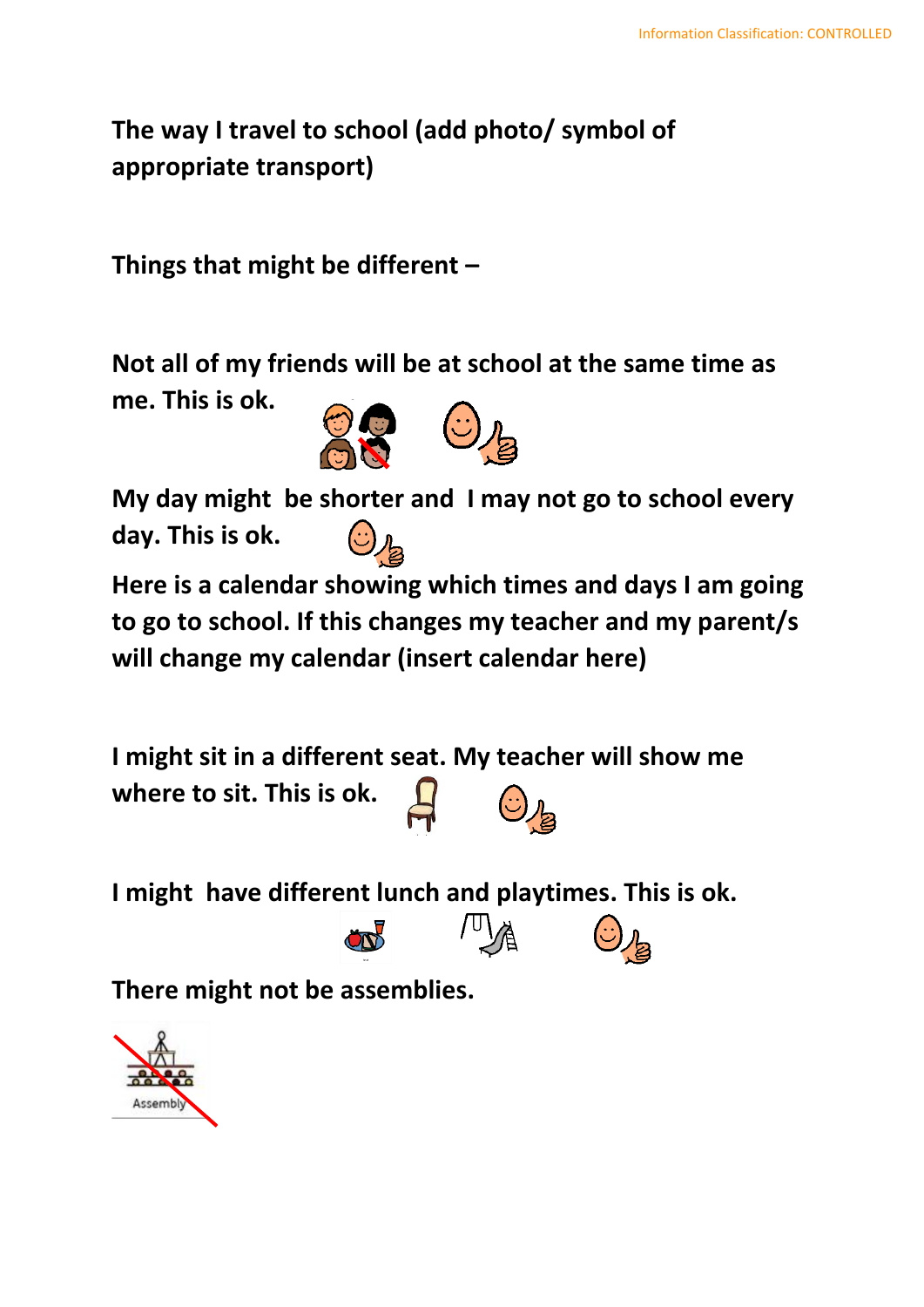**The way I travel to school (add photo/ symbol of appropriate transport)**

**Things that might be different –**

**Not all of my friends will be at school at the same time as me. This is ok.**

**My day might be shorter and I may not go to school every day. This is ok.**

**Here is a calendar showing which times and days I am going to go to school. If this changes my teacher and my parent/s will change my calendar (insert calendar here)**

**I might sit in a different seat. My teacher will show me where to sit. This is ok.**

**I might have different lunch and playtimes. This is ok.**

**There might not be assemblies.**

Assembly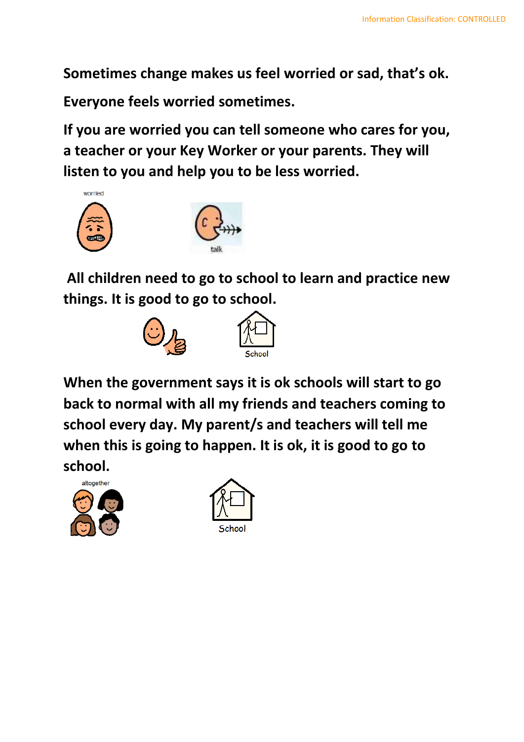**Sometimes change makes us feel worried or sad, that's ok.**

**Everyone feels worried sometimes.**

**If you are worried you can tell someone who cares for you, a teacher or your Key Worker or your parents. They will listen to you and help you to be less worried.**

worried

talk

**All children need to go to school to learn and practice new things. It is good to go to school.**

School

**When the government says it is ok schools will start to go back to normal with all my friends and teachers coming to school every day. My parent/s and teachers will tell me when this is going to happen. It is ok, it is good to go to school.**

altogether

School